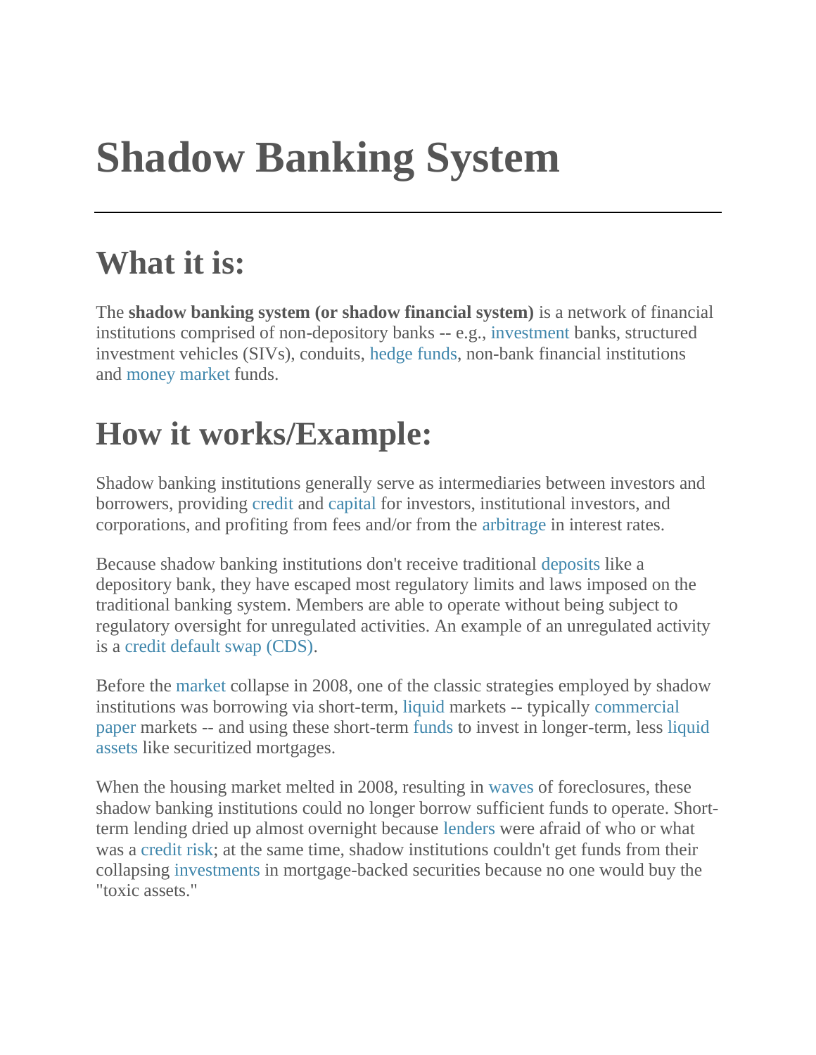# Shadow Banking System

---

## What it is:

The **shadow banking system (or shadow financial system)** is a network of financial institutions comprised of non-depository banks -- e.g., investment banks, structured investment vehicles (SIVs), conduits, hedge funds, non-bank financial institutions and money market funds.

## How it works/Example:

Shadow banking institutions generally serve as intermediaries between investors and borrowers, providing credit and capital for investors, institutional investors, and corporations, and profiting from fees and/or from the arbitrage in interest rates.

Because shadow banking institutions don't receive traditional deposits like a depository bank, they have escaped most regulatory limits and laws imposed on the traditional banking system. Members are able to operate without being subject to regulatory oversight for unregulated activities. An example of an unregulated activity is a credit default swap (CDS).

Before the market collapse in 2008, one of the classic strategies employed by shadow institutions was borrowing via short-term, liquid markets -- typically commercial paper markets -- and using these short-term funds to invest in longer-term, less liquid assets like securitized mortgages.

When the housing market melted in 2008, resulting in waves of foreclosures, these shadow banking institutions could no longer borrow sufficient funds to operate. Short-term lending dried up almost overnight because lenders were afraid of who or what was a credit risk; at the same time, shadow institutions couldn't get funds from their collapsing investments in mortgage-backed securities because no one would buy the "toxic assets."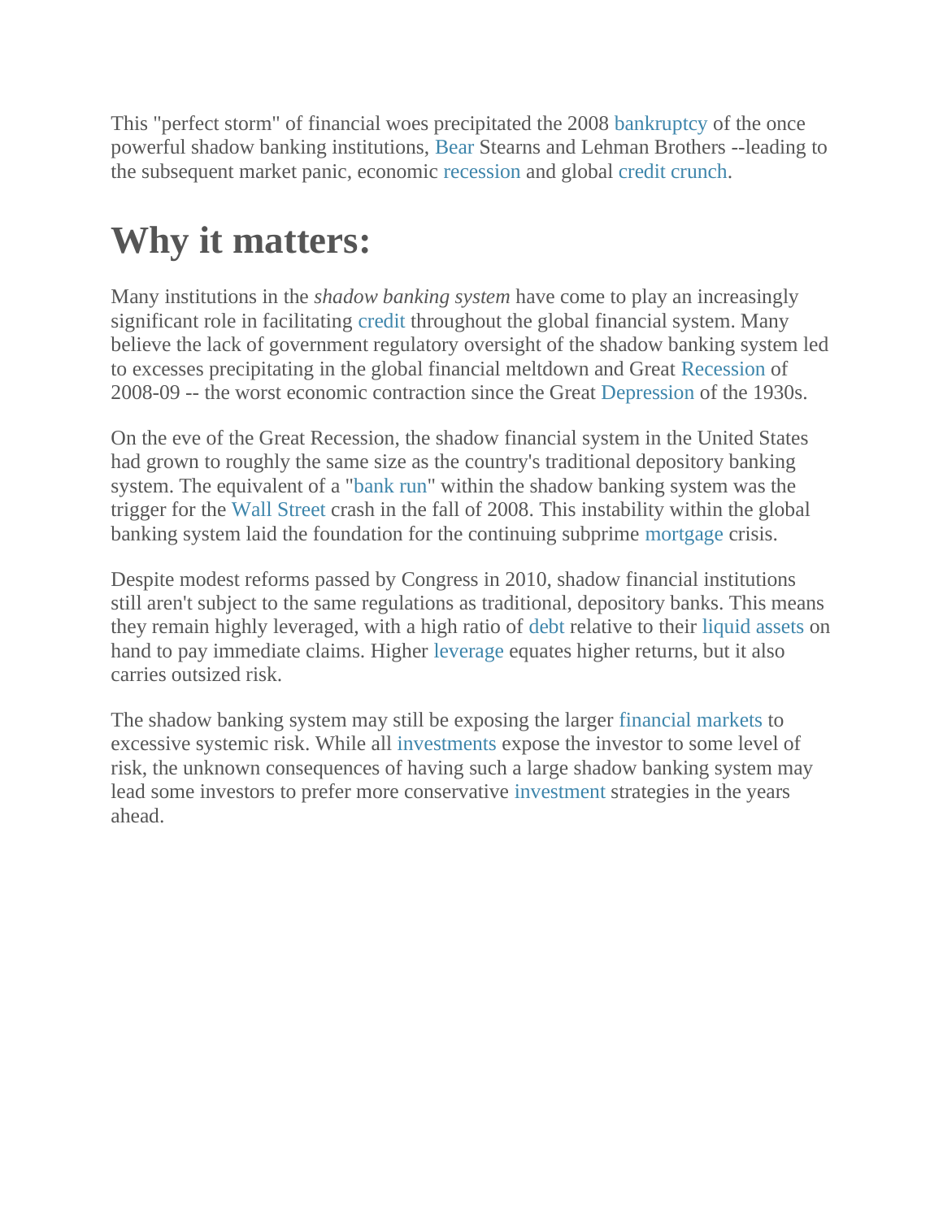This "perfect storm" of financial woes precipitated the 2008 bankruptcy of the once powerful shadow banking institutions, Bear Stearns and Lehman Brothers --leading to the subsequent market panic, economic recession and global credit crunch.

# Why it matters:

Many institutions in the *shadow banking system* have come to play an increasingly significant role in facilitating credit throughout the global financial system. Many believe the lack of government regulatory oversight of the shadow banking system led to excesses precipitating in the global financial meltdown and Great Recession of 2008-09 -- the worst economic contraction since the Great Depression of the 1930s.

On the eve of the Great Recession, the shadow financial system in the United States had grown to roughly the same size as the country's traditional depository banking system. The equivalent of a "bank run" within the shadow banking system was the trigger for the Wall Street crash in the fall of 2008. This instability within the global banking system laid the foundation for the continuing subprime mortgage crisis.

Despite modest reforms passed by Congress in 2010, shadow financial institutions still aren't subject to the same regulations as traditional, depository banks. This means they remain highly leveraged, with a high ratio of debt relative to their liquid assets on hand to pay immediate claims. Higher leverage equates higher returns, but it also carries outsized risk.

The shadow banking system may still be exposing the larger financial markets to excessive systemic risk. While all investments expose the investor to some level of risk, the unknown consequences of having such a large shadow banking system may lead some investors to prefer more conservative investment strategies in the years ahead.